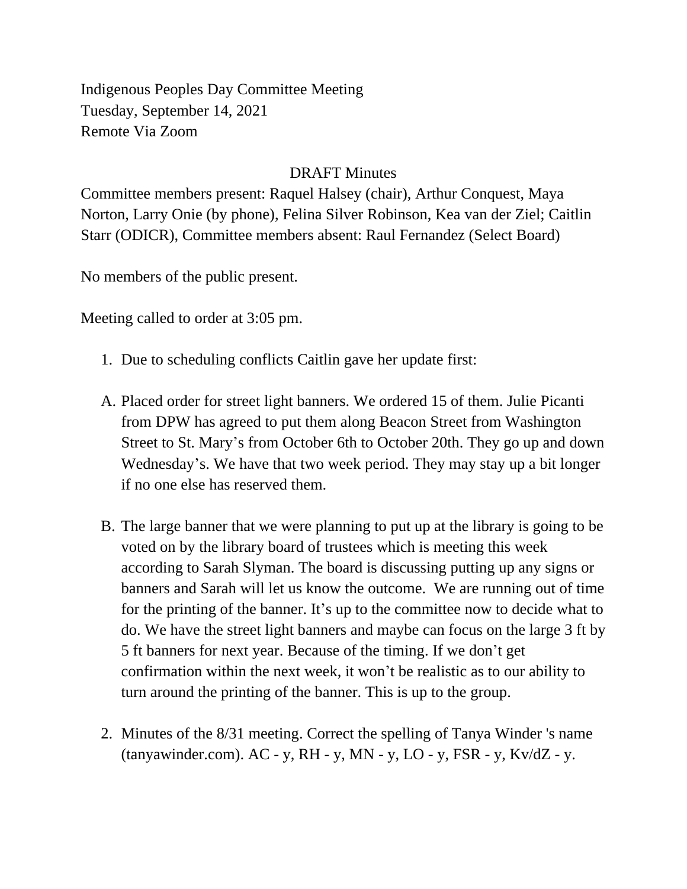Indigenous Peoples Day Committee Meeting
Tuesday, September 14, 2021
Remote Via Zoom

DRAFT Minutes

Committee members present: Raquel Halsey (chair), Arthur Conquest, Maya Norton, Larry Onie (by phone), Felina Silver Robinson, Kea van der Ziel; Caitlin Starr (ODICR), Committee members absent: Raul Fernandez (Select Board)

No members of the public present.

Meeting called to order at 3:05 pm.

1. Due to scheduling conflicts Caitlin gave her update first:

A. Placed order for street light banners. We ordered 15 of them. Julie Picanti from DPW has agreed to put them along Beacon Street from Washington Street to St. Mary's from October 6th to October 20th. They go up and down Wednesday's. We have that two week period. They may stay up a bit longer if no one else has reserved them.

B. The large banner that we were planning to put up at the library is going to be voted on by the library board of trustees which is meeting this week according to Sarah Slyman. The board is discussing putting up any signs or banners and Sarah will let us know the outcome. We are running out of time for the printing of the banner. It's up to the committee now to decide what to do. We have the street light banners and maybe can focus on the large 3 ft by 5 ft banners for next year. Because of the timing. If we don't get confirmation within the next week, it won't be realistic as to our ability to turn around the printing of the banner. This is up to the group.

2. Minutes of the 8/31 meeting. Correct the spelling of Tanya Winder 's name (tanyawinder.com). AC - y, RH - y, MN - y, LO - y, FSR - y, Kv/dZ - y.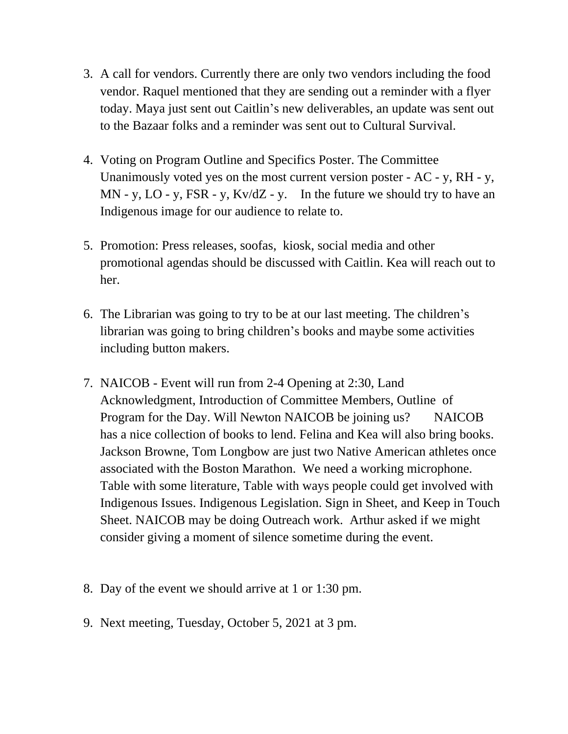3. A call for vendors. Currently there are only two vendors including the food vendor. Raquel mentioned that they are sending out a reminder with a flyer today. Maya just sent out Caitlin's new deliverables, an update was sent out to the Bazaar folks and a reminder was sent out to Cultural Survival.

4. Voting on Program Outline and Specifics Poster. The Committee Unanimously voted yes on the most current version poster - AC - y, RH - y, MN - y, LO - y, FSR - y, Kv/dZ - y.  In the future we should try to have an Indigenous image for our audience to relate to.

5. Promotion: Press releases, soofas, kiosk, social media and other promotional agendas should be discussed with Caitlin. Kea will reach out to her.

6. The Librarian was going to try to be at our last meeting. The children's librarian was going to bring children's books and maybe some activities including button makers.

7. NAICOB - Event will run from 2-4 Opening at 2:30, Land Acknowledgment, Introduction of Committee Members, Outline of Program for the Day. Will Newton NAICOB be joining us?  NAICOB has a nice collection of books to lend. Felina and Kea will also bring books. Jackson Browne, Tom Longbow are just two Native American athletes once associated with the Boston Marathon. We need a working microphone. Table with some literature, Table with ways people could get involved with Indigenous Issues. Indigenous Legislation. Sign in Sheet, and Keep in Touch Sheet. NAICOB may be doing Outreach work. Arthur asked if we might consider giving a moment of silence sometime during the event.

8. Day of the event we should arrive at 1 or 1:30 pm.

9. Next meeting, Tuesday, October 5, 2021 at 3 pm.